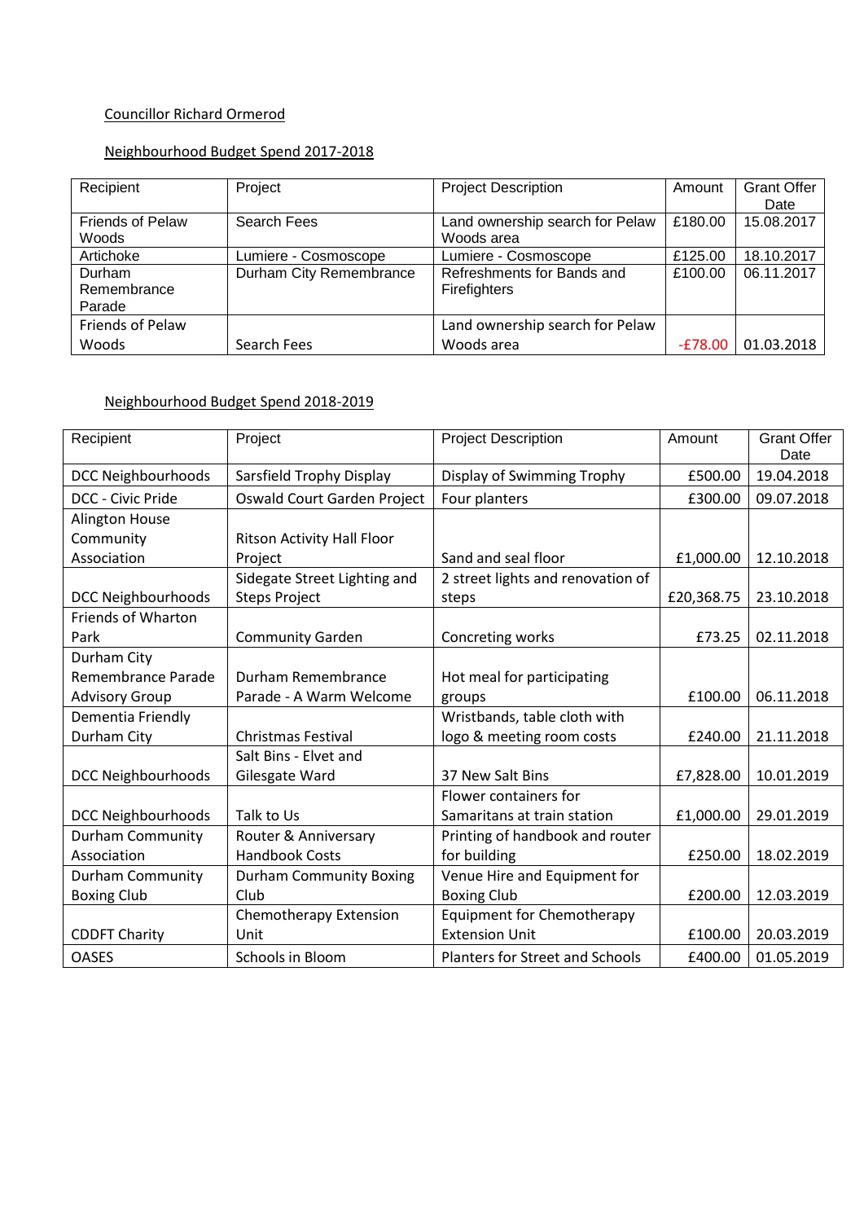Councillor Richard Ormerod

Neighbourhood Budget Spend 2017-2018

| Recipient | Project | Project Description | Amount | Grant Offer Date |
|---|---|---|---|---|
| Friends of Pelaw Woods | Search Fees | Land ownership search for Pelaw Woods area | £180.00 | 15.08.2017 |
| Artichoke | Lumiere - Cosmoscope | Lumiere - Cosmoscope | £125.00 | 18.10.2017 |
| Durham Remembrance Parade | Durham City Remembrance | Refreshments for Bands and Firefighters | £100.00 | 06.11.2017 |
| Friends of Pelaw Woods | Search Fees | Land ownership search for Pelaw Woods area | -£78.00 | 01.03.2018 |

Neighbourhood Budget Spend 2018-2019

| Recipient | Project | Project Description | Amount | Grant Offer Date |
|---|---|---|---|---|
| DCC Neighbourhoods | Sarsfield Trophy Display | Display of Swimming Trophy | £500.00 | 19.04.2018 |
| DCC - Civic Pride | Oswald Court Garden Project | Four planters | £300.00 | 09.07.2018 |
| Alington House Community Association | Ritson Activity Hall Floor Project | Sand and seal floor | £1,000.00 | 12.10.2018 |
| DCC Neighbourhoods | Sidegate Street Lighting and Steps Project | 2 street lights and renovation of steps | £20,368.75 | 23.10.2018 |
| Friends of Wharton Park | Community Garden | Concreting works | £73.25 | 02.11.2018 |
| Durham City Remembrance Parade Advisory Group | Durham Remembrance Parade - A Warm Welcome | Hot meal for participating groups | £100.00 | 06.11.2018 |
| Dementia Friendly Durham City | Christmas Festival | Wristbands, table cloth with logo & meeting room costs | £240.00 | 21.11.2018 |
| DCC Neighbourhoods | Salt Bins - Elvet and Gilesgate Ward | 37 New Salt Bins | £7,828.00 | 10.01.2019 |
| DCC Neighbourhoods | Talk to Us | Flower containers for Samaritans at train station | £1,000.00 | 29.01.2019 |
| Durham Community Association | Router & Anniversary Handbook Costs | Printing of handbook and router for building | £250.00 | 18.02.2019 |
| Durham Community Boxing Club | Durham Community Boxing Club | Venue Hire and Equipment for Boxing Club | £200.00 | 12.03.2019 |
| CDDFT Charity | Chemotherapy Extension Unit | Equipment for Chemotherapy Extension Unit | £100.00 | 20.03.2019 |
| OASES | Schools in Bloom | Planters for Street and Schools | £400.00 | 01.05.2019 |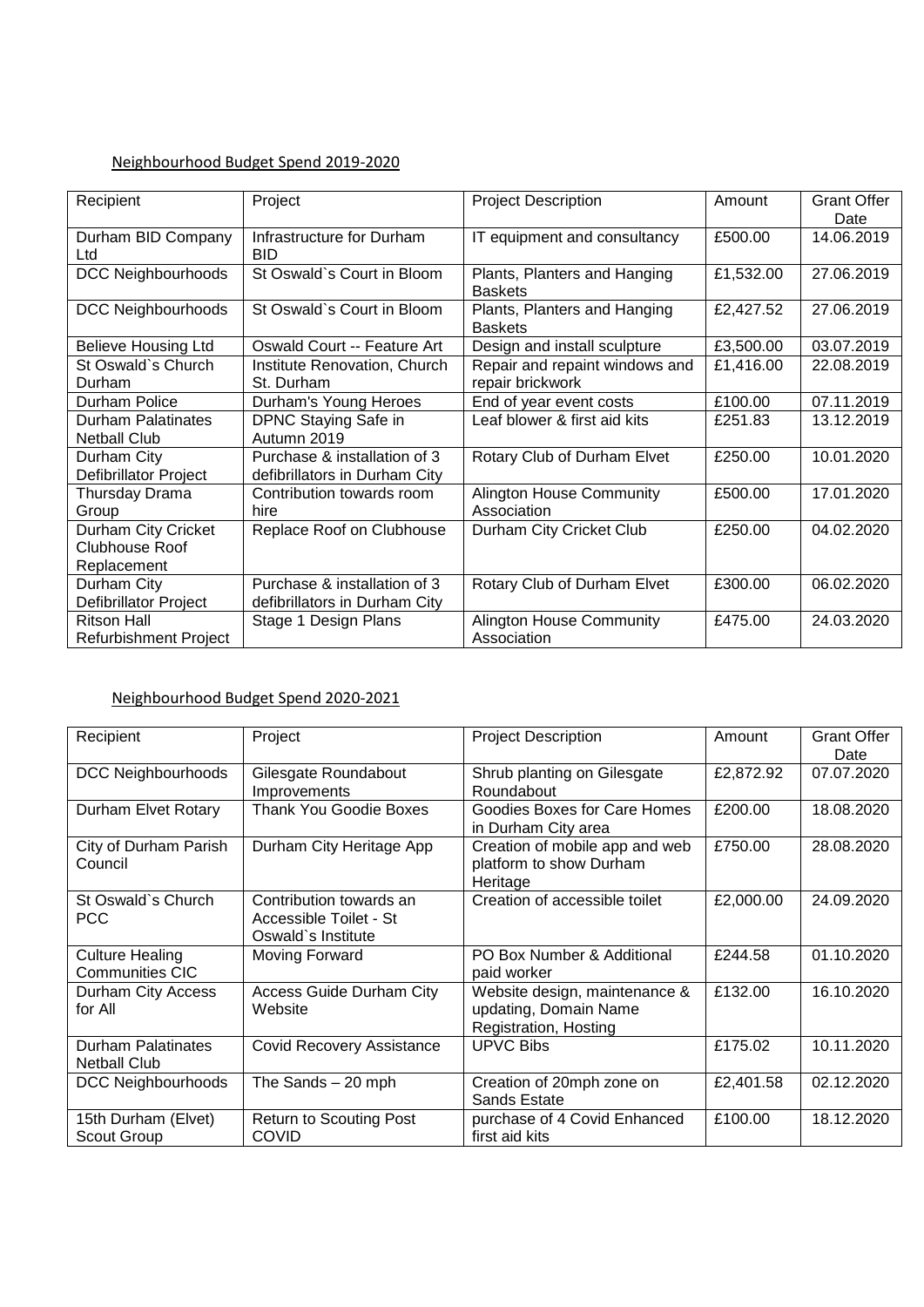Neighbourhood Budget Spend 2019-2020

| Recipient | Project | Project Description | Amount | Grant Offer Date |
|---|---|---|---|---|
| Durham BID Company Ltd | Infrastructure for Durham BID | IT equipment and consultancy | £500.00 | 14.06.2019 |
| DCC Neighbourhoods | St Oswald`s Court in Bloom | Plants, Planters and Hanging Baskets | £1,532.00 | 27.06.2019 |
| DCC Neighbourhoods | St Oswald`s Court in Bloom | Plants, Planters and Hanging Baskets | £2,427.52 | 27.06.2019 |
| Believe Housing Ltd | Oswald Court -- Feature Art | Design and install sculpture | £3,500.00 | 03.07.2019 |
| St Oswald`s Church Durham | Institute Renovation, Church St. Durham | Repair and repaint windows and repair brickwork | £1,416.00 | 22.08.2019 |
| Durham Police | Durham's Young Heroes | End of year event costs | £100.00 | 07.11.2019 |
| Durham Palatinates Netball Club | DPNC Staying Safe in Autumn 2019 | Leaf blower & first aid kits | £251.83 | 13.12.2019 |
| Durham City Defibrillator Project | Purchase & installation of 3 defibrillators in Durham City | Rotary Club of Durham Elvet | £250.00 | 10.01.2020 |
| Thursday Drama Group | Contribution towards room hire | Alington House Community Association | £500.00 | 17.01.2020 |
| Durham City Cricket Clubhouse Roof Replacement | Replace Roof on Clubhouse | Durham City Cricket Club | £250.00 | 04.02.2020 |
| Durham City Defibrillator Project | Purchase & installation of 3 defibrillators in Durham City | Rotary Club of Durham Elvet | £300.00 | 06.02.2020 |
| Ritson Hall Refurbishment Project | Stage 1 Design Plans | Alington House Community Association | £475.00 | 24.03.2020 |

Neighbourhood Budget Spend 2020-2021

| Recipient | Project | Project Description | Amount | Grant Offer Date |
|---|---|---|---|---|
| DCC Neighbourhoods | Gilesgate Roundabout Improvements | Shrub planting on Gilesgate Roundabout | £2,872.92 | 07.07.2020 |
| Durham Elvet Rotary | Thank You Goodie Boxes | Goodies Boxes for Care Homes in Durham City area | £200.00 | 18.08.2020 |
| City of Durham Parish Council | Durham City Heritage App | Creation of mobile app and web platform to show Durham Heritage | £750.00 | 28.08.2020 |
| St Oswald`s Church PCC | Contribution towards an Accessible Toilet - St Oswald`s Institute | Creation of accessible toilet | £2,000.00 | 24.09.2020 |
| Culture Healing Communities CIC | Moving Forward | PO Box Number & Additional paid worker | £244.58 | 01.10.2020 |
| Durham City Access for All | Access Guide Durham City Website | Website design, maintenance & updating, Domain Name Registration, Hosting | £132.00 | 16.10.2020 |
| Durham Palatinates Netball Club | Covid Recovery Assistance | UPVC Bibs | £175.02 | 10.11.2020 |
| DCC Neighbourhoods | The Sands – 20 mph | Creation of 20mph zone on Sands Estate | £2,401.58 | 02.12.2020 |
| 15th Durham (Elvet) Scout Group | Return to Scouting Post COVID | purchase of 4 Covid Enhanced first aid kits | £100.00 | 18.12.2020 |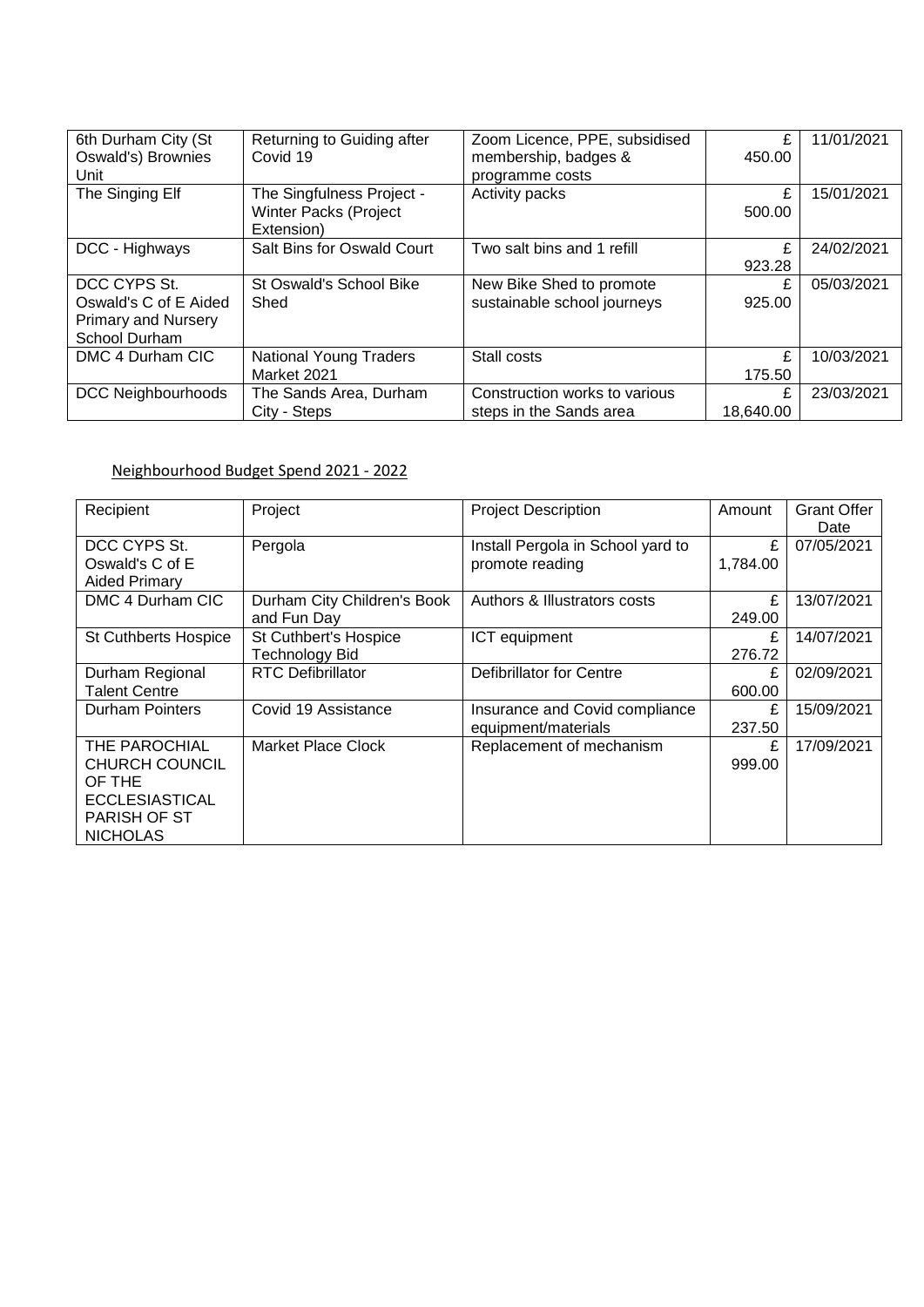| | | | | |
|---|---|---|---|---|
| 6th Durham City (St Oswald's) Brownies Unit | Returning to Guiding after Covid 19 | Zoom Licence, PPE, subsidised membership, badges & programme costs | £ 450.00 | 11/01/2021 |
| The Singing Elf | The Singfulness Project - Winter Packs (Project Extension) | Activity packs | £ 500.00 | 15/01/2021 |
| DCC - Highways | Salt Bins for Oswald Court | Two salt bins and 1 refill | £ 923.28 | 24/02/2021 |
| DCC CYPS St. Oswald's C of E Aided Primary and Nursery School Durham | St Oswald's School Bike Shed | New Bike Shed to promote sustainable school journeys | £ 925.00 | 05/03/2021 |
| DMC 4 Durham CIC | National Young Traders Market 2021 | Stall costs | £ 175.50 | 10/03/2021 |
| DCC Neighbourhoods | The Sands Area, Durham City - Steps | Construction works to various steps in the Sands area | £ 18,640.00 | 23/03/2021 |

Neighbourhood Budget Spend 2021 - 2022

| Recipient | Project | Project Description | Amount | Grant Offer Date |
|---|---|---|---|---|
| DCC CYPS St. Oswald's C of E Aided Primary | Pergola | Install Pergola in School yard to promote reading | £ 1,784.00 | 07/05/2021 |
| DMC 4 Durham CIC | Durham City Children's Book and Fun Day | Authors & Illustrators costs | £ 249.00 | 13/07/2021 |
| St Cuthberts Hospice | St Cuthbert's Hospice Technology Bid | ICT equipment | £ 276.72 | 14/07/2021 |
| Durham Regional Talent Centre | RTC Defibrillator | Defibrillator for Centre | £ 600.00 | 02/09/2021 |
| Durham Pointers | Covid 19 Assistance | Insurance and Covid compliance equipment/materials | £ 237.50 | 15/09/2021 |
| THE PAROCHIAL CHURCH COUNCIL OF THE ECCLESIASTICAL PARISH OF ST NICHOLAS | Market Place Clock | Replacement of mechanism | £ 999.00 | 17/09/2021 |